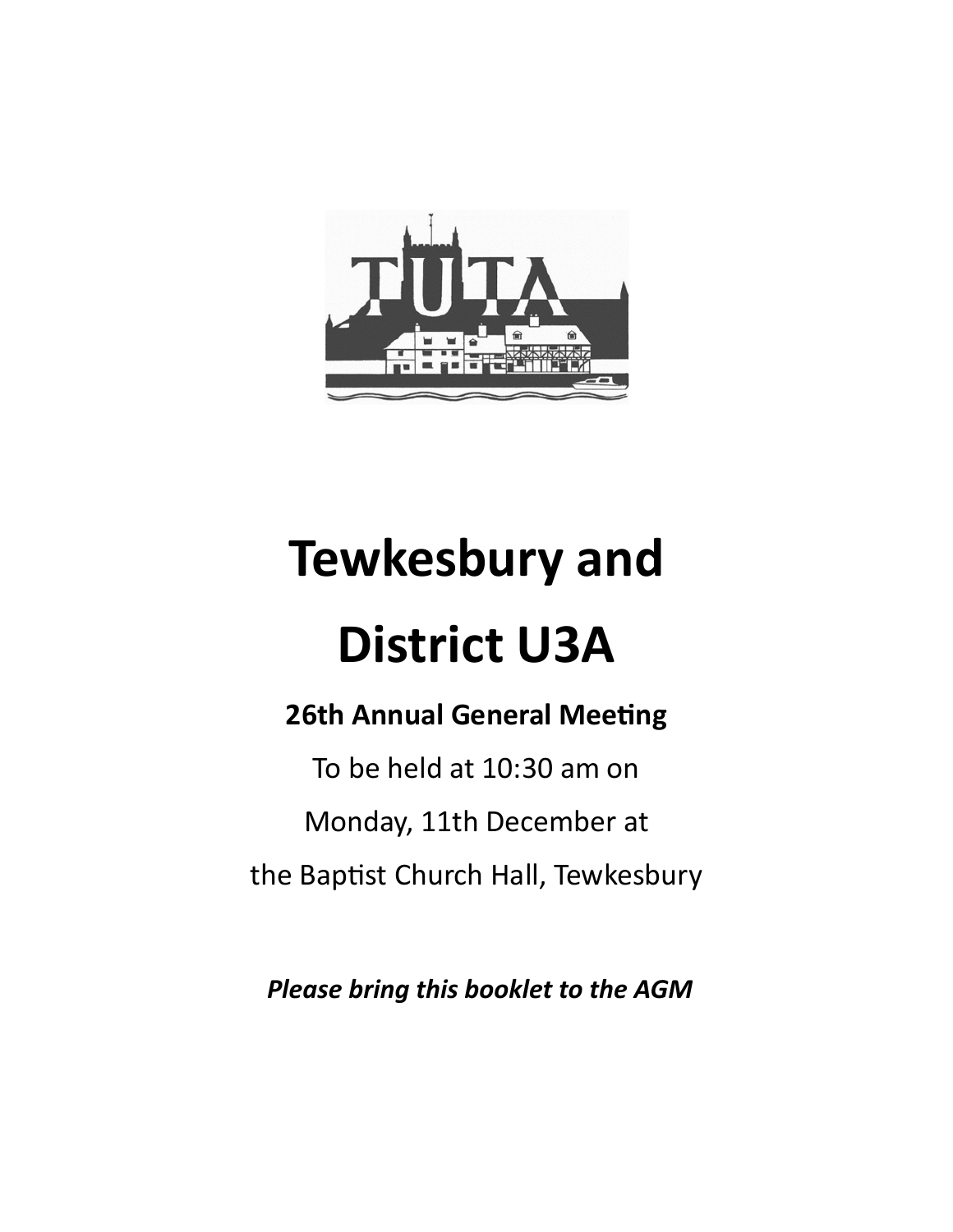# Tewkesbury and District U3A

**26th Annual General Meeting**

To be held at 10:30 am on

Monday, 11th December at

the Baptist Church Hall, Tewkesbury

***Please bring this booklet to the AGM***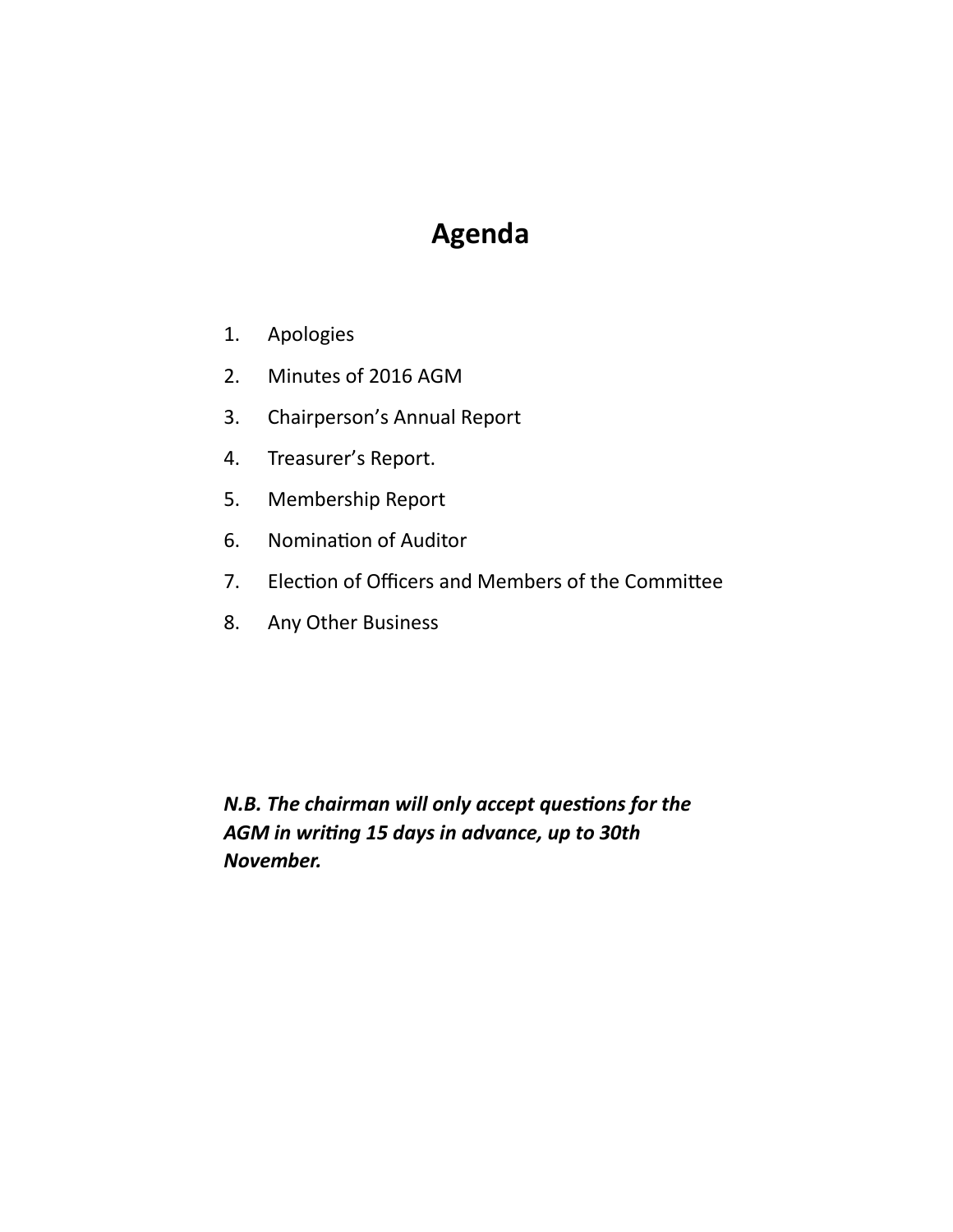# Agenda

1. Apologies
2. Minutes of 2016 AGM
3. Chairperson's Annual Report
4. Treasurer's Report.
5. Membership Report
6. Nomination of Auditor
7. Election of Officers and Members of the Committee
8. Any Other Business

***N.B. The chairman will only accept questions for the AGM in writing 15 days in advance, up to 30th November.***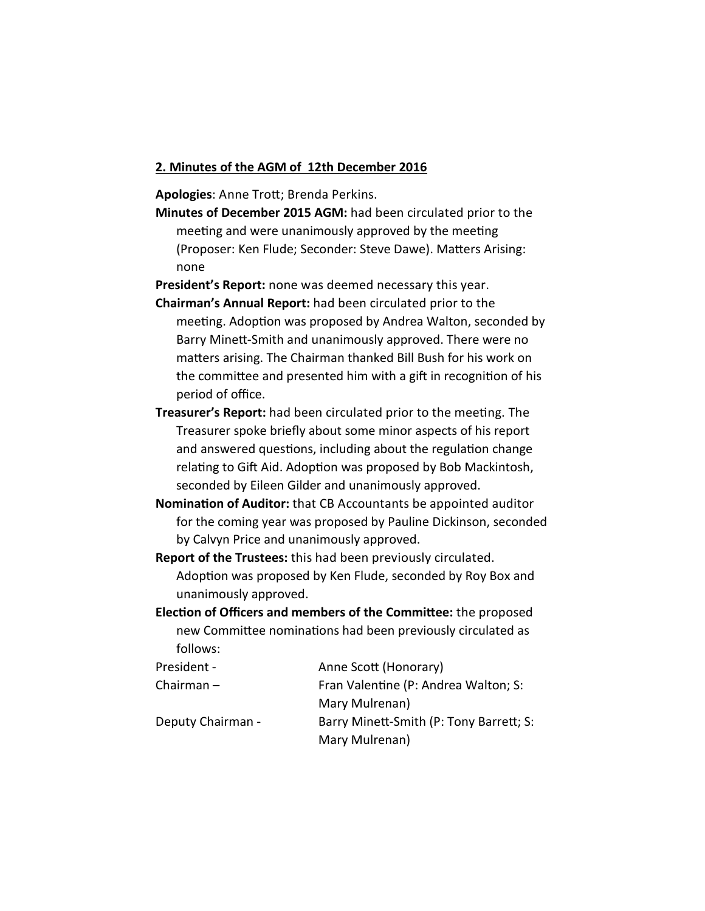## 2. Minutes of the AGM of 12th December 2016

**Apologies**: Anne Trott; Brenda Perkins.

**Minutes of December 2015 AGM:** had been circulated prior to the meeting and were unanimously approved by the meeting (Proposer: Ken Flude; Seconder: Steve Dawe). Matters Arising: none

**President's Report:** none was deemed necessary this year.

**Chairman's Annual Report:** had been circulated prior to the meeting. Adoption was proposed by Andrea Walton, seconded by Barry Minett-Smith and unanimously approved. There were no matters arising. The Chairman thanked Bill Bush for his work on the committee and presented him with a gift in recognition of his period of office.

**Treasurer's Report:** had been circulated prior to the meeting. The Treasurer spoke briefly about some minor aspects of his report and answered questions, including about the regulation change relating to Gift Aid. Adoption was proposed by Bob Mackintosh, seconded by Eileen Gilder and unanimously approved.

**Nomination of Auditor:** that CB Accountants be appointed auditor for the coming year was proposed by Pauline Dickinson, seconded by Calvyn Price and unanimously approved.

**Report of the Trustees:** this had been previously circulated. Adoption was proposed by Ken Flude, seconded by Roy Box and unanimously approved.

**Election of Officers and members of the Committee:** the proposed new Committee nominations had been previously circulated as follows:

| | |
|---|---|
| President - | Anne Scott (Honorary) |
| Chairman – | Fran Valentine (P: Andrea Walton; S: Mary Mulrenan) |
| Deputy Chairman - | Barry Minett-Smith (P: Tony Barrett; S: Mary Mulrenan) |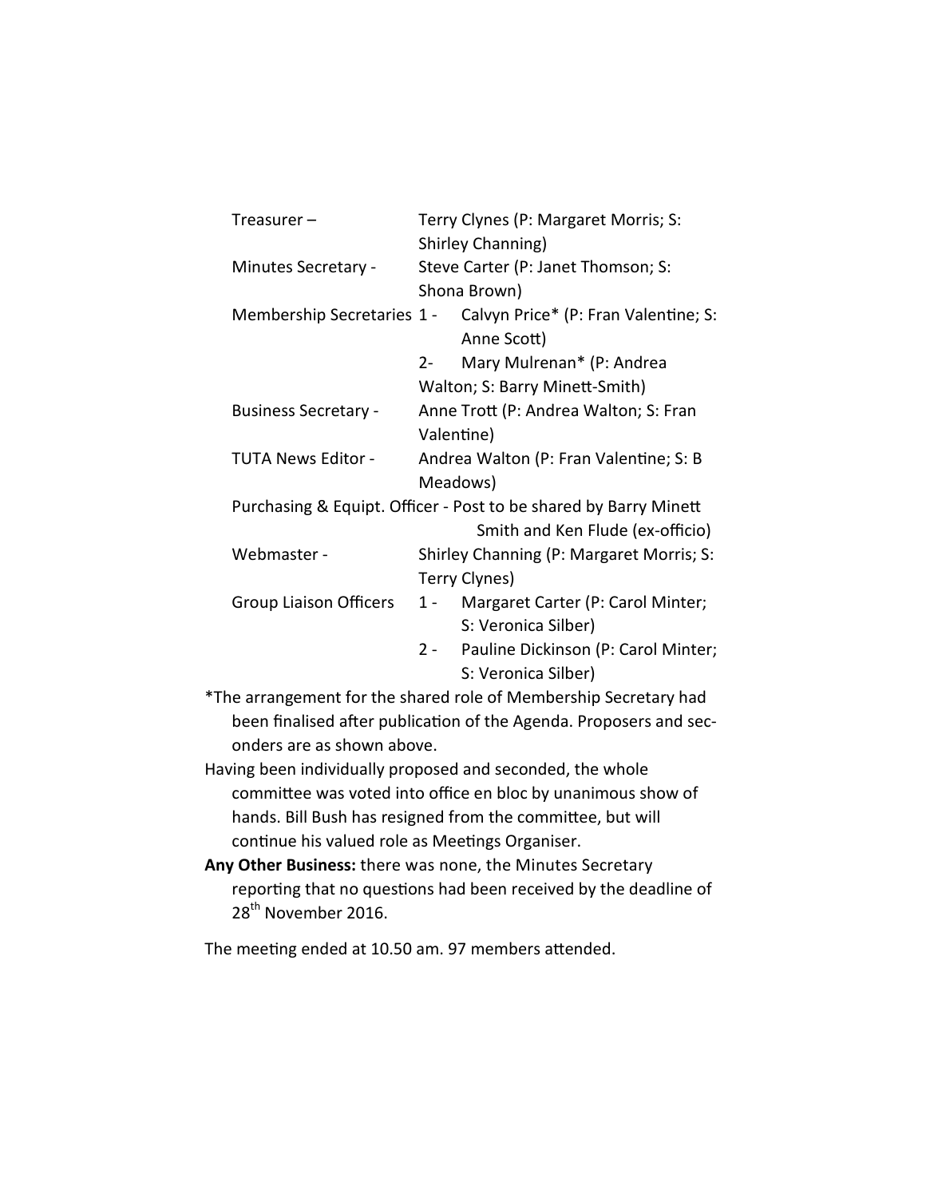| | |
|---|---|
| Treasurer – | Terry Clynes (P: Margaret Morris; S: Shirley Channing) |
| Minutes Secretary - | Steve Carter (P: Janet Thomson; S: Shona Brown) |
| Membership Secretaries | 1 - Calvyn Price* (P: Fran Valentine; S: Anne Scott) |
| | 2- Mary Mulrenan* (P: Andrea Walton; S: Barry Minett-Smith) |
| Business Secretary - | Anne Trott (P: Andrea Walton; S: Fran Valentine) |
| TUTA News Editor - | Andrea Walton (P: Fran Valentine; S: B Meadows) |
| Purchasing & Equipt. Officer - | Post to be shared by Barry Minett Smith and Ken Flude (ex-officio) |
| Webmaster - | Shirley Channing (P: Margaret Morris; S: Terry Clynes) |
| Group Liaison Officers | 1 - Margaret Carter (P: Carol Minter; S: Veronica Silber) |
| | 2 - Pauline Dickinson (P: Carol Minter; S: Veronica Silber) |

*The arrangement for the shared role of Membership Secretary had been finalised after publication of the Agenda. Proposers and seconders are as shown above.

Having been individually proposed and seconded, the whole committee was voted into office en bloc by unanimous show of hands. Bill Bush has resigned from the committee, but will continue his valued role as Meetings Organiser.

**Any Other Business:** there was none, the Minutes Secretary reporting that no questions had been received by the deadline of 28th November 2016.

The meeting ended at 10.50 am. 97 members attended.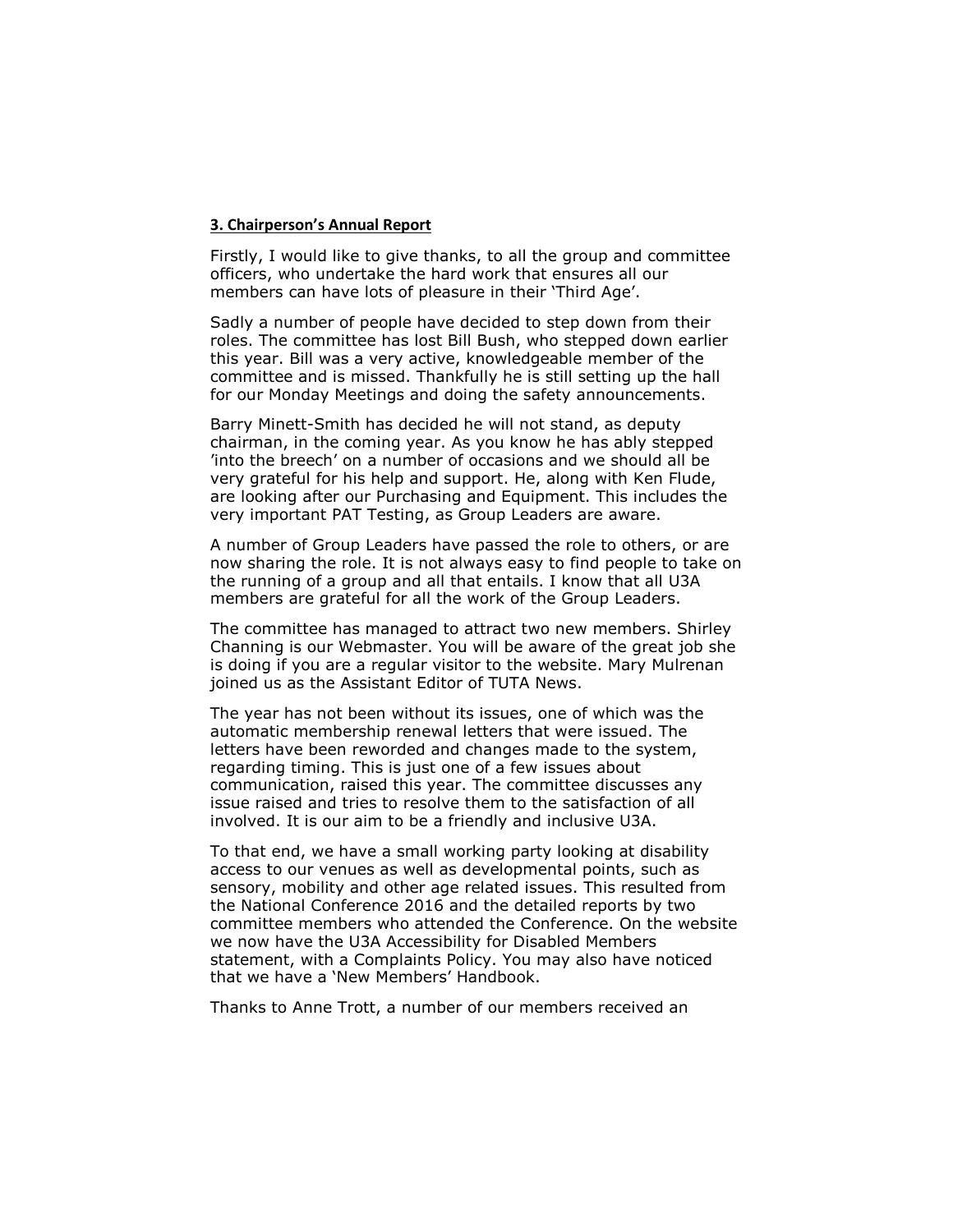**3. Chairperson's Annual Report**

Firstly, I would like to give thanks, to all the group and committee officers, who undertake the hard work that ensures all our members can have lots of pleasure in their 'Third Age'.

Sadly a number of people have decided to step down from their roles. The committee has lost Bill Bush, who stepped down earlier this year. Bill was a very active, knowledgeable member of the committee and is missed. Thankfully he is still setting up the hall for our Monday Meetings and doing the safety announcements.

Barry Minett-Smith has decided he will not stand, as deputy chairman, in the coming year. As you know he has ably stepped 'into the breech' on a number of occasions and we should all be very grateful for his help and support. He, along with Ken Flude, are looking after our Purchasing and Equipment. This includes the very important PAT Testing, as Group Leaders are aware.

A number of Group Leaders have passed the role to others, or are now sharing the role. It is not always easy to find people to take on the running of a group and all that entails. I know that all U3A members are grateful for all the work of the Group Leaders.

The committee has managed to attract two new members. Shirley Channing is our Webmaster. You will be aware of the great job she is doing if you are a regular visitor to the website. Mary Mulrenan joined us as the Assistant Editor of TUTA News.

The year has not been without its issues, one of which was the automatic membership renewal letters that were issued. The letters have been reworded and changes made to the system, regarding timing. This is just one of a few issues about communication, raised this year. The committee discusses any issue raised and tries to resolve them to the satisfaction of all involved. It is our aim to be a friendly and inclusive U3A.

To that end, we have a small working party looking at disability access to our venues as well as developmental points, such as sensory, mobility and other age related issues. This resulted from the National Conference 2016 and the detailed reports by two committee members who attended the Conference. On the website we now have the U3A Accessibility for Disabled Members statement, with a Complaints Policy. You may also have noticed that we have a 'New Members' Handbook.

Thanks to Anne Trott, a number of our members received an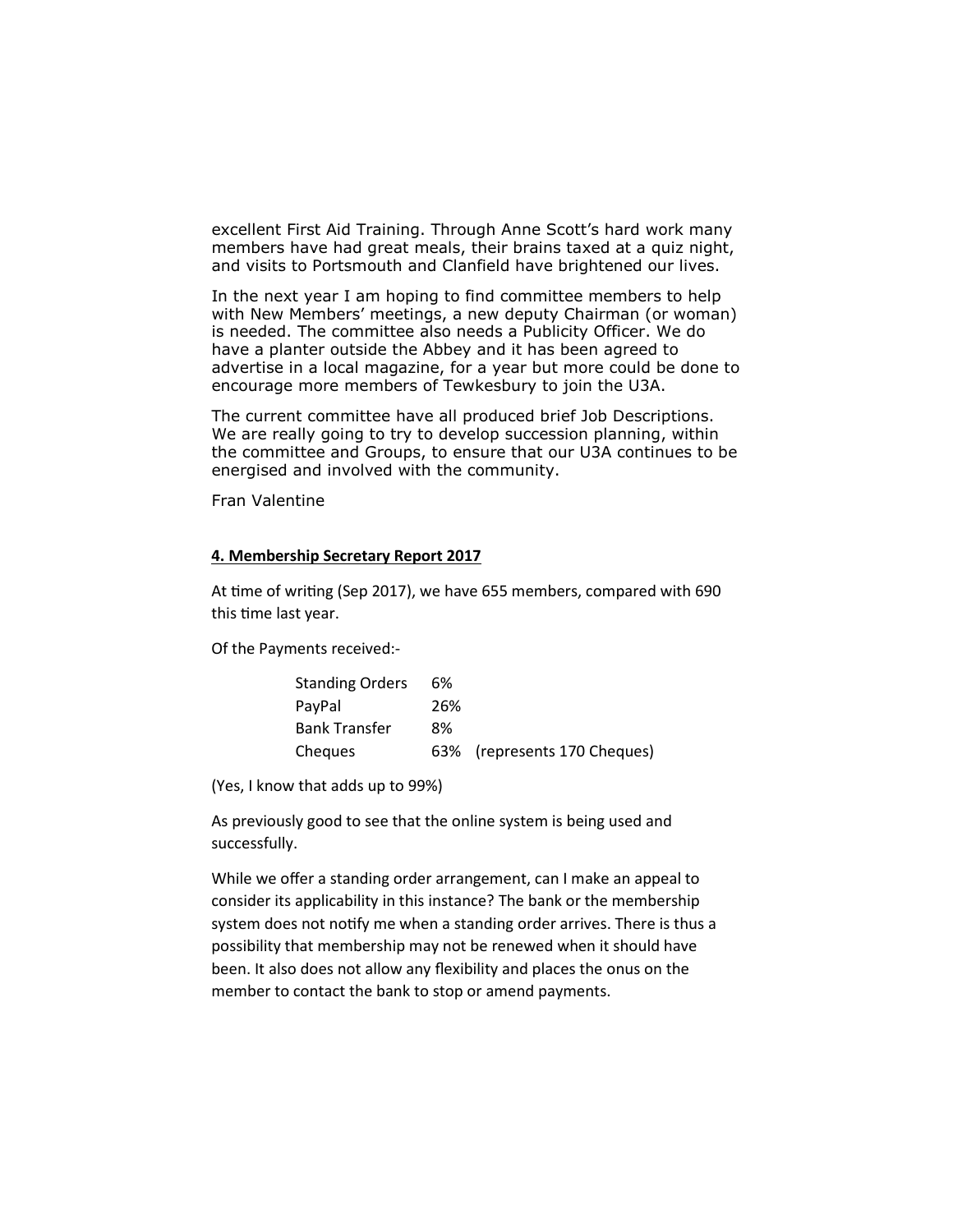excellent First Aid Training. Through Anne Scott's hard work many members have had great meals, their brains taxed at a quiz night, and visits to Portsmouth and Clanfield have brightened our lives.

In the next year I am hoping to find committee members to help with New Members' meetings, a new deputy Chairman (or woman) is needed. The committee also needs a Publicity Officer. We do have a planter outside the Abbey and it has been agreed to advertise in a local magazine, for a year but more could be done to encourage more members of Tewkesbury to join the U3A.

The current committee have all produced brief Job Descriptions. We are really going to try to develop succession planning, within the committee and Groups, to ensure that our U3A continues to be energised and involved with the community.

Fran Valentine

## 4. Membership Secretary Report 2017

At time of writing (Sep 2017), we have 655 members, compared with 690 this time last year.

Of the Payments received:-

| | | |
|---|---|---|
| Standing Orders | 6% | |
| PayPal | 26% | |
| Bank Transfer | 8% | |
| Cheques | 63% | (represents 170 Cheques) |

(Yes, I know that adds up to 99%)

As previously good to see that the online system is being used and successfully.

While we offer a standing order arrangement, can I make an appeal to consider its applicability in this instance? The bank or the membership system does not notify me when a standing order arrives. There is thus a possibility that membership may not be renewed when it should have been. It also does not allow any flexibility and places the onus on the member to contact the bank to stop or amend payments.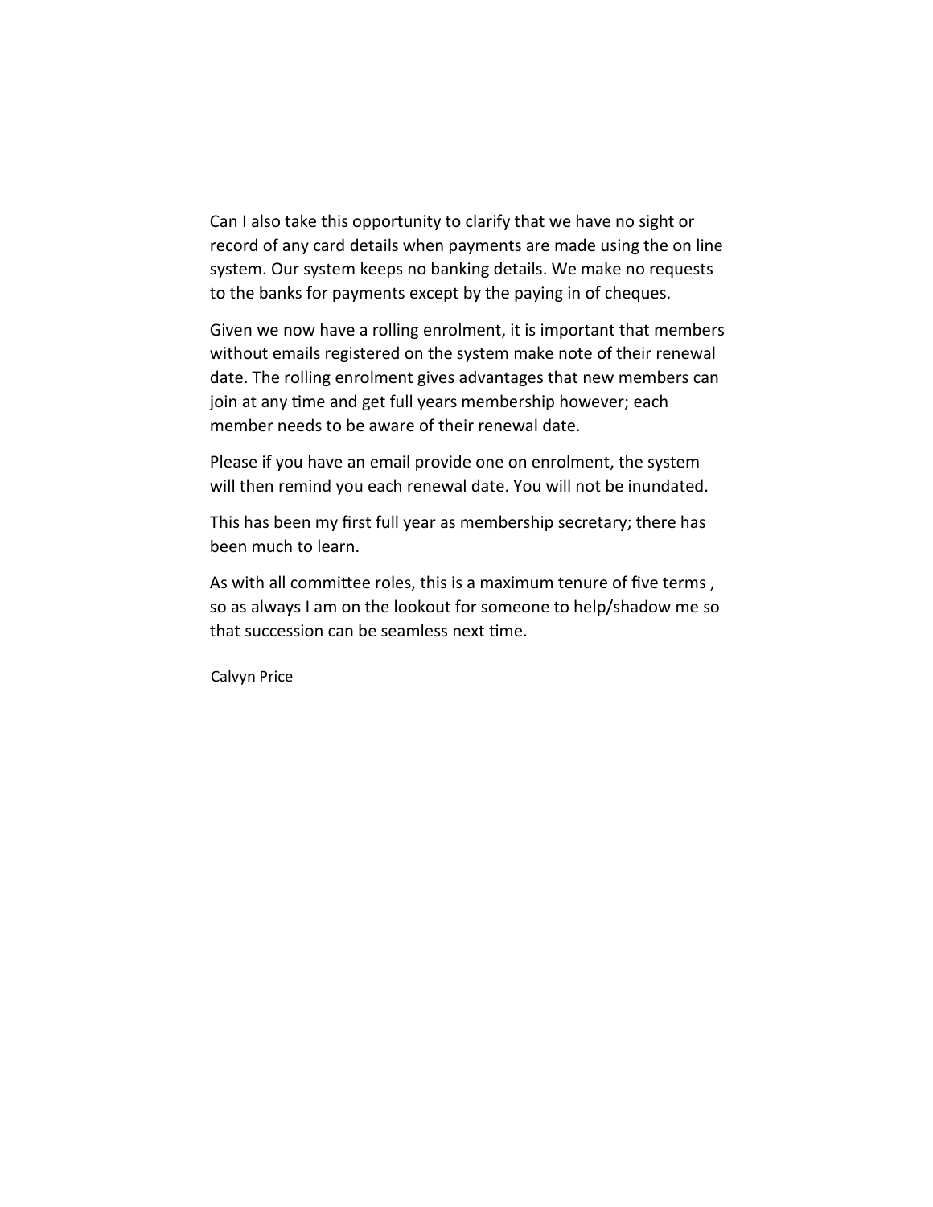Can I also take this opportunity to clarify that we have no sight or record of any card details when payments are made using the on line system. Our system keeps no banking details. We make no requests to the banks for payments except by the paying in of cheques.

Given we now have a rolling enrolment, it is important that members without emails registered on the system make note of their renewal date. The rolling enrolment gives advantages that new members can join at any time and get full years membership however; each member needs to be aware of their renewal date.

Please if you have an email provide one on enrolment, the system will then remind you each renewal date. You will not be inundated.

This has been my first full year as membership secretary; there has been much to learn.

As with all committee roles, this is a maximum tenure of five terms , so as always I am on the lookout for someone to help/shadow me so that succession can be seamless next time.

Calvyn Price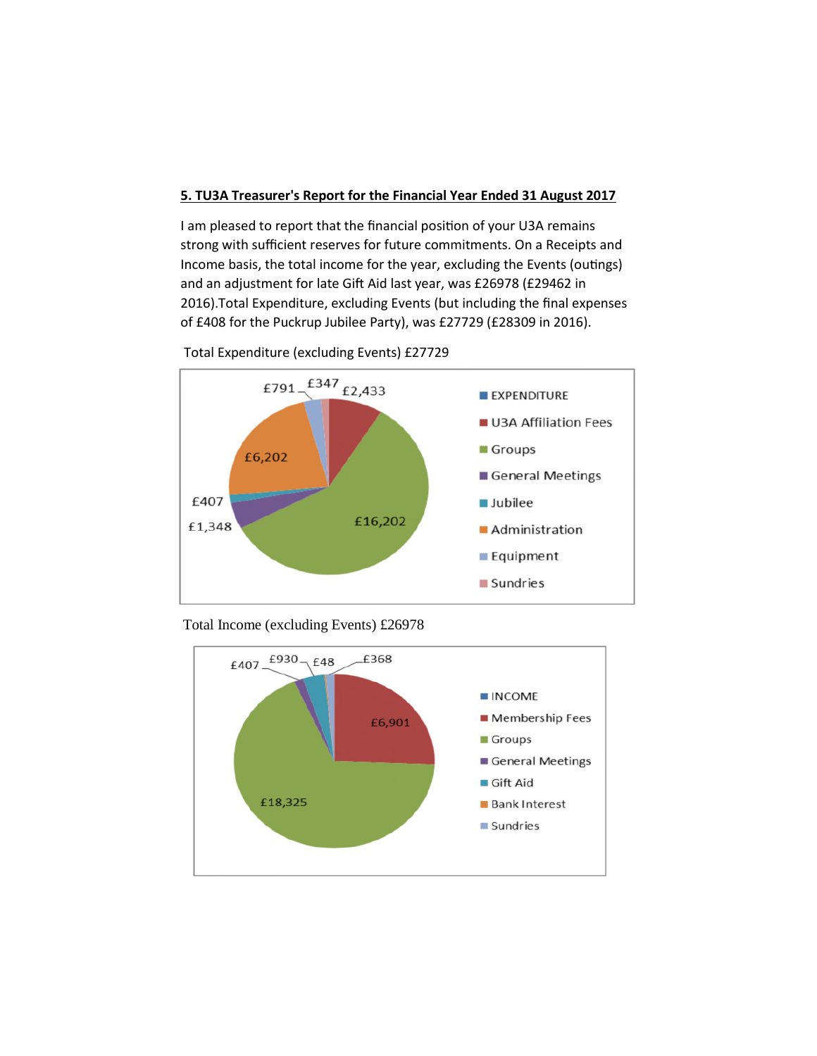## 5. TU3A Treasurer's Report for the Financial Year Ended 31 August 2017

I am pleased to report that the financial position of your U3A remains strong with sufficient reserves for future commitments. On a Receipts and Income basis, the total income for the year, excluding the Events (outings) and an adjustment for late Gift Aid last year, was £26978 (£29462 in 2016).Total Expenditure, excluding Events (but including the final expenses of £408 for the Puckrup Jubilee Party), was £27729 (£28309 in 2016).

Total Expenditure (excluding Events) £27729

Total Income (excluding Events) £26978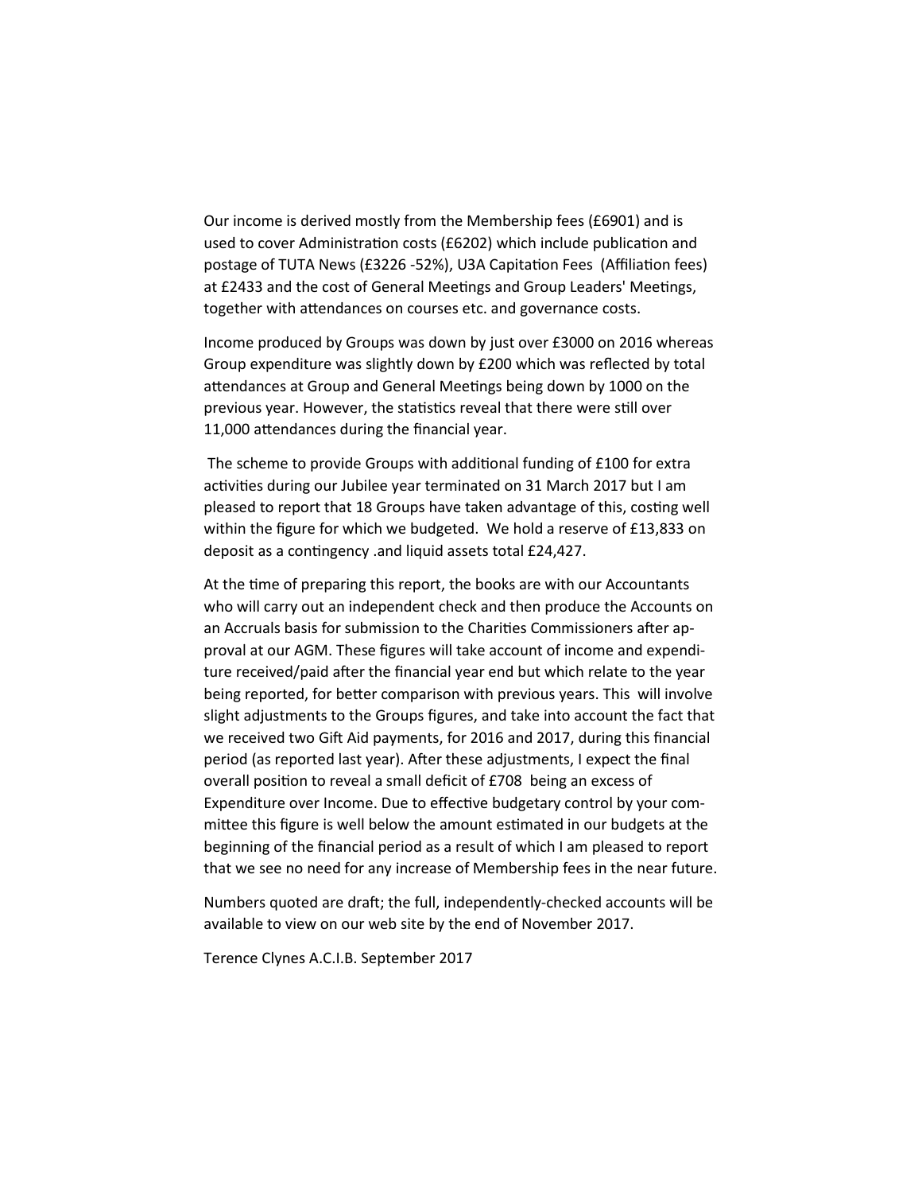Our income is derived mostly from the Membership fees (£6901) and is used to cover Administration costs (£6202) which include publication and postage of TUTA News (£3226 -52%), U3A Capitation Fees (Affiliation fees) at £2433 and the cost of General Meetings and Group Leaders' Meetings, together with attendances on courses etc. and governance costs.

Income produced by Groups was down by just over £3000 on 2016 whereas Group expenditure was slightly down by £200 which was reflected by total attendances at Group and General Meetings being down by 1000 on the previous year. However, the statistics reveal that there were still over 11,000 attendances during the financial year.

The scheme to provide Groups with additional funding of £100 for extra activities during our Jubilee year terminated on 31 March 2017 but I am pleased to report that 18 Groups have taken advantage of this, costing well within the figure for which we budgeted. We hold a reserve of £13,833 on deposit as a contingency .and liquid assets total £24,427.

At the time of preparing this report, the books are with our Accountants who will carry out an independent check and then produce the Accounts on an Accruals basis for submission to the Charities Commissioners after approval at our AGM. These figures will take account of income and expenditure received/paid after the financial year end but which relate to the year being reported, for better comparison with previous years. This will involve slight adjustments to the Groups figures, and take into account the fact that we received two Gift Aid payments, for 2016 and 2017, during this financial period (as reported last year). After these adjustments, I expect the final overall position to reveal a small deficit of £708 being an excess of Expenditure over Income. Due to effective budgetary control by your committee this figure is well below the amount estimated in our budgets at the beginning of the financial period as a result of which I am pleased to report that we see no need for any increase of Membership fees in the near future.

Numbers quoted are draft; the full, independently-checked accounts will be available to view on our web site by the end of November 2017.

Terence Clynes A.C.I.B. September 2017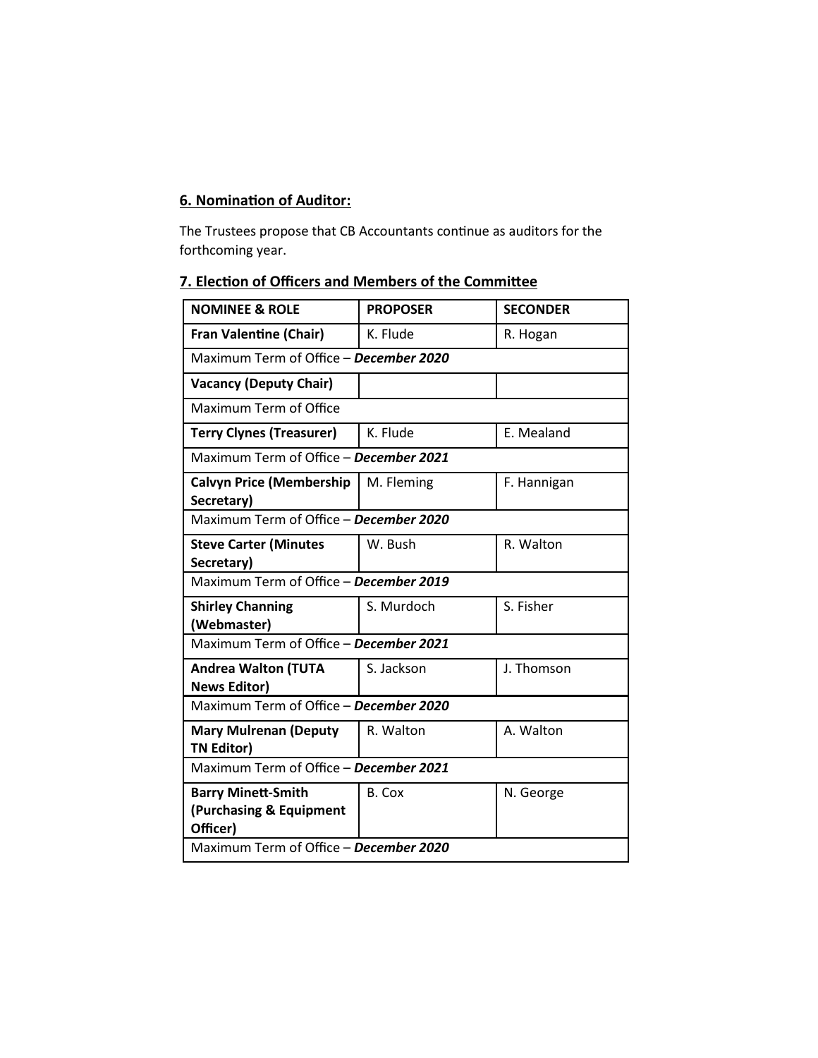## 6. Nomination of Auditor:

The Trustees propose that CB Accountants continue as auditors for the forthcoming year.

## 7. Election of Officers and Members of the Committee

| NOMINEE & ROLE | PROPOSER | SECONDER |
| --- | --- | --- |
| **Fran Valentine (Chair)** | K. Flude | R. Hogan |
| Maximum Term of Office – ***December 2020*** | | |
| **Vacancy (Deputy Chair)** | | |
| Maximum Term of Office | | |
| **Terry Clynes (Treasurer)** | K. Flude | E. Mealand |
| Maximum Term of Office – ***December 2021*** | | |
| **Calvyn Price (Membership Secretary)** | M. Fleming | F. Hannigan |
| Maximum Term of Office – ***December 2020*** | | |
| **Steve Carter (Minutes Secretary)** | W. Bush | R. Walton |
| Maximum Term of Office – ***December 2019*** | | |
| **Shirley Channing (Webmaster)** | S. Murdoch | S. Fisher |
| Maximum Term of Office – ***December 2021*** | | |
| **Andrea Walton (TUTA News Editor)** | S. Jackson | J. Thomson |
| Maximum Term of Office – ***December 2020*** | | |
| **Mary Mulrenan (Deputy TN Editor)** | R. Walton | A. Walton |
| Maximum Term of Office – ***December 2021*** | | |
| **Barry Minett-Smith (Purchasing & Equipment Officer)** | B. Cox | N. George |
| Maximum Term of Office – ***December 2020*** | | |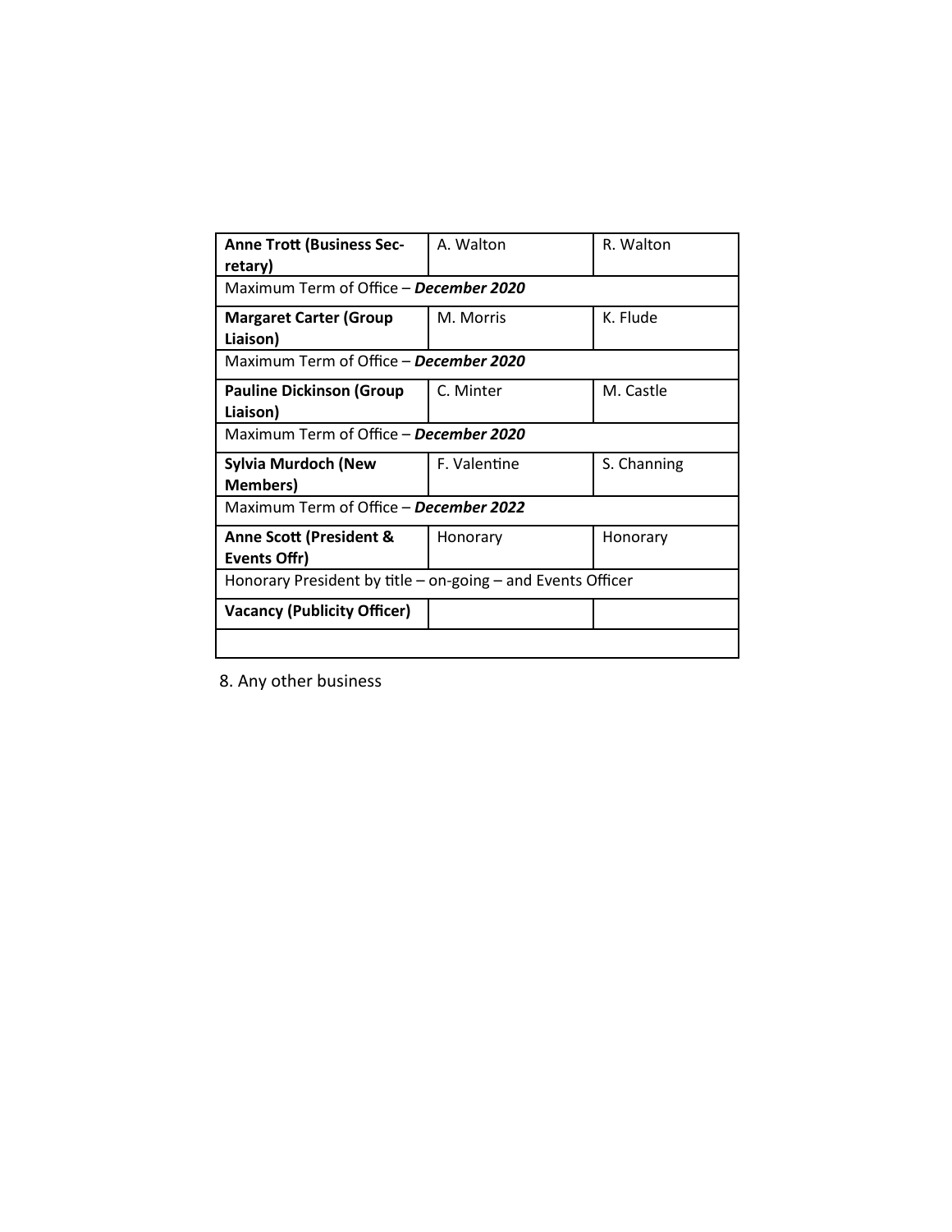| | | |
|---|---|---|
| **Anne Trott (Business Secretary)** | A. Walton | R. Walton |
| Maximum Term of Office – ***December 2020*** | | |
| **Margaret Carter (Group Liaison)** | M. Morris | K. Flude |
| Maximum Term of Office – ***December 2020*** | | |
| **Pauline Dickinson (Group Liaison)** | C. Minter | M. Castle |
| Maximum Term of Office – ***December 2020*** | | |
| **Sylvia Murdoch (New Members)** | F. Valentine | S. Channing |
| Maximum Term of Office – ***December 2022*** | | |
| **Anne Scott (President & Events Offr)** | Honorary | Honorary |
| Honorary President by title – on-going – and Events Officer | | |
| **Vacancy (Publicity Officer)** | | |
| | | |

8. Any other business